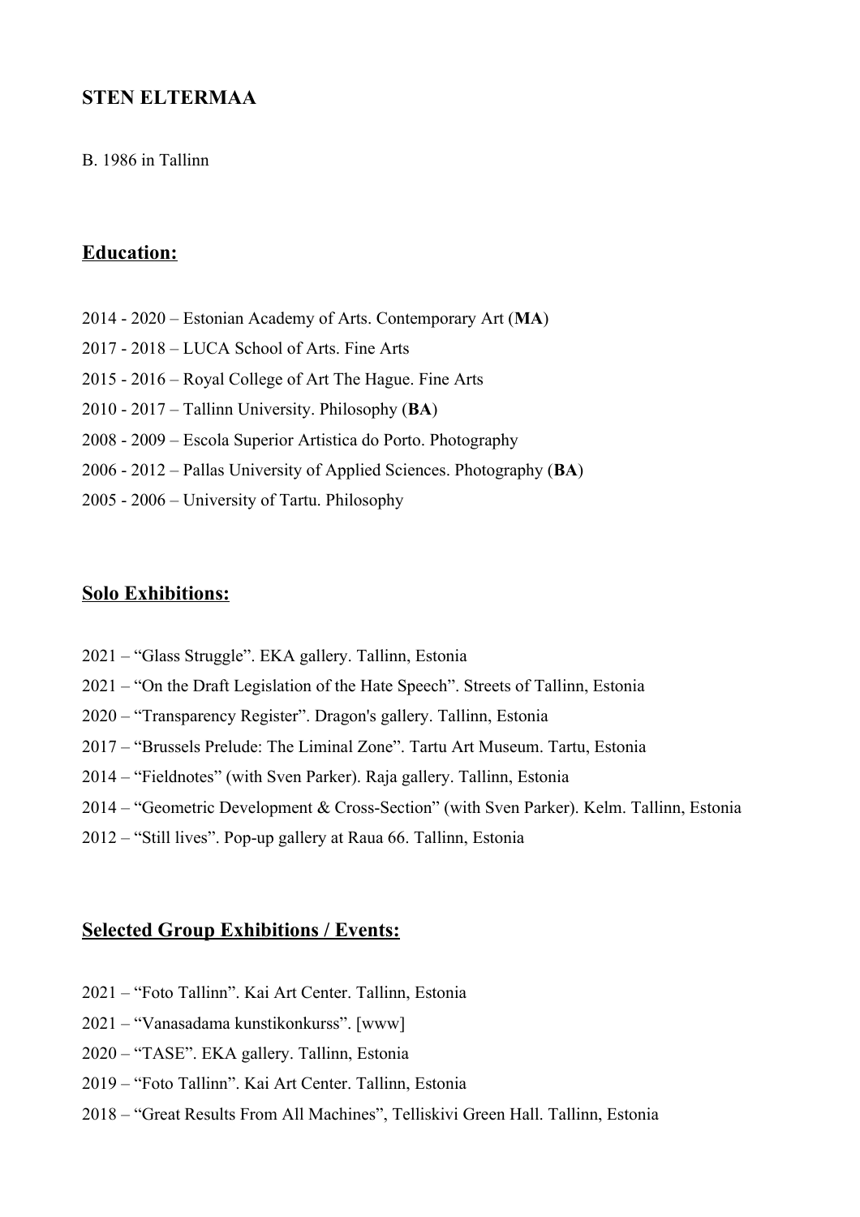# STEN ELTERMAA

B. 1986 in Tallinn

## Education:

2014 - 2020 – Estonian Academy of Arts. Contemporary Art (**MA**)

2017 - 2018 – LUCA School of Arts. Fine Arts

2015 - 2016 – Royal College of Art The Hague. Fine Arts

2010 - 2017 – Tallinn University. Philosophy (**BA**)

2008 - 2009 – Escola Superior Artistica do Porto. Photography

2006 - 2012 – Pallas University of Applied Sciences. Photography (**BA**)

2005 - 2006 – University of Tartu. Philosophy

## Solo Exhibitions:

2021 – "Glass Struggle". EKA gallery. Tallinn, Estonia

2021 – "On the Draft Legislation of the Hate Speech". Streets of Tallinn, Estonia

2020 – "Transparency Register". Dragon's gallery. Tallinn, Estonia

2017 – "Brussels Prelude: The Liminal Zone". Tartu Art Museum. Tartu, Estonia

2014 – "Fieldnotes" (with Sven Parker). Raja gallery. Tallinn, Estonia

2014 – "Geometric Development & Cross-Section" (with Sven Parker). Kelm. Tallinn, Estonia

2012 – "Still lives". Pop-up gallery at Raua 66. Tallinn, Estonia

## Selected Group Exhibitions / Events:

2021 – "Foto Tallinn". Kai Art Center. Tallinn, Estonia

2021 – "Vanasadama kunstikonkurss". [www]

2020 – "TASE". EKA gallery. Tallinn, Estonia

2019 – "Foto Tallinn". Kai Art Center. Tallinn, Estonia

2018 – "Great Results From All Machines", Telliskivi Green Hall. Tallinn, Estonia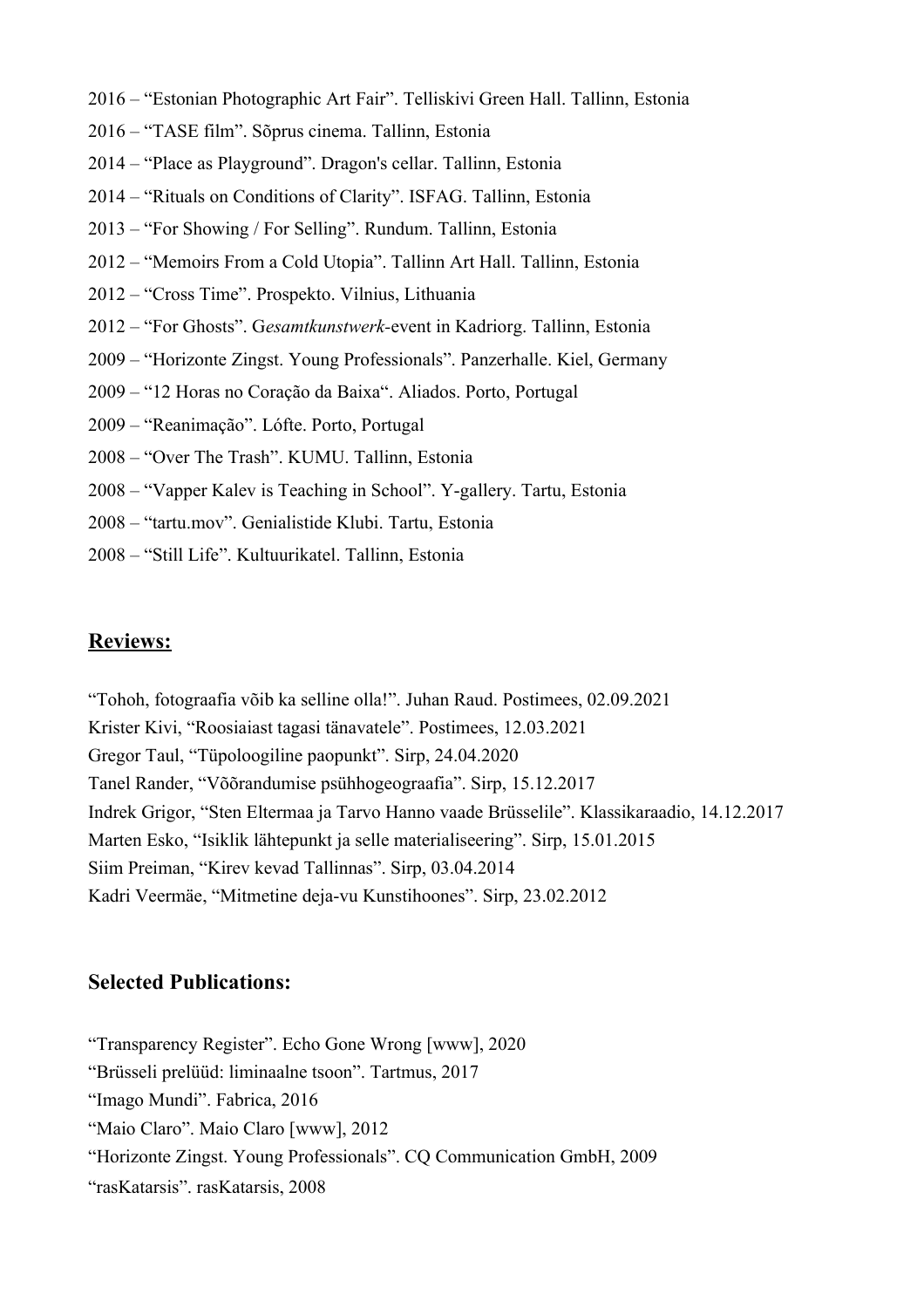2016 – "Estonian Photographic Art Fair". Telliskivi Green Hall. Tallinn, Estonia

2016 – "TASE film". Sõprus cinema. Tallinn, Estonia

2014 – "Place as Playground". Dragon's cellar. Tallinn, Estonia

2014 – "Rituals on Conditions of Clarity". ISFAG. Tallinn, Estonia

2013 – "For Showing / For Selling". Rundum. Tallinn, Estonia

2012 – "Memoirs From a Cold Utopia". Tallinn Art Hall. Tallinn, Estonia

2012 – "Cross Time". Prospekto. Vilnius, Lithuania

2012 – "For Ghosts". G*esamtkunstwerk*-event in Kadriorg. Tallinn, Estonia

2009 – "Horizonte Zingst. Young Professionals". Panzerhalle. Kiel, Germany

2009 – "12 Horas no Coração da Baixa". Aliados. Porto, Portugal

2009 – "Reanimação". Lófte. Porto, Portugal

2008 – "Over The Trash". KUMU. Tallinn, Estonia

2008 – "Vapper Kalev is Teaching in School". Y-gallery. Tartu, Estonia

2008 – "tartu.mov". Genialistide Klubi. Tartu, Estonia

2008 – "Still Life". Kultuurikatel. Tallinn, Estonia

## **Reviews:**

"Tohoh, fotograafia võib ka selline olla!". Juhan Raud. Postimees, 02.09.2021

Krister Kivi, "Roosiaiast tagasi tänavatele". Postimees, 12.03.2021

Gregor Taul, "Tüpoloogiline paopunkt". Sirp, 24.04.2020

Tanel Rander, "Võõrandumise psühhogeograafia". Sirp, 15.12.2017

Indrek Grigor, "Sten Eltermaa ja Tarvo Hanno vaade Brüsselile". Klassikaraadio, 14.12.2017

Marten Esko, "Isiklik lähtepunkt ja selle materialiseering". Sirp, 15.01.2015

Siim Preiman, "Kirev kevad Tallinnas". Sirp, 03.04.2014

Kadri Veermäe, "Mitmetine deja-vu Kunstihoones". Sirp, 23.02.2012

## **Selected Publications:**

"Transparency Register". Echo Gone Wrong [www], 2020

"Brüsseli prelüüd: liminaalne tsoon". Tartmus, 2017

"Imago Mundi". Fabrica, 2016

"Maio Claro". Maio Claro [www], 2012

"Horizonte Zingst. Young Professionals". CQ Communication GmbH, 2009

"rasKatarsis". rasKatarsis, 2008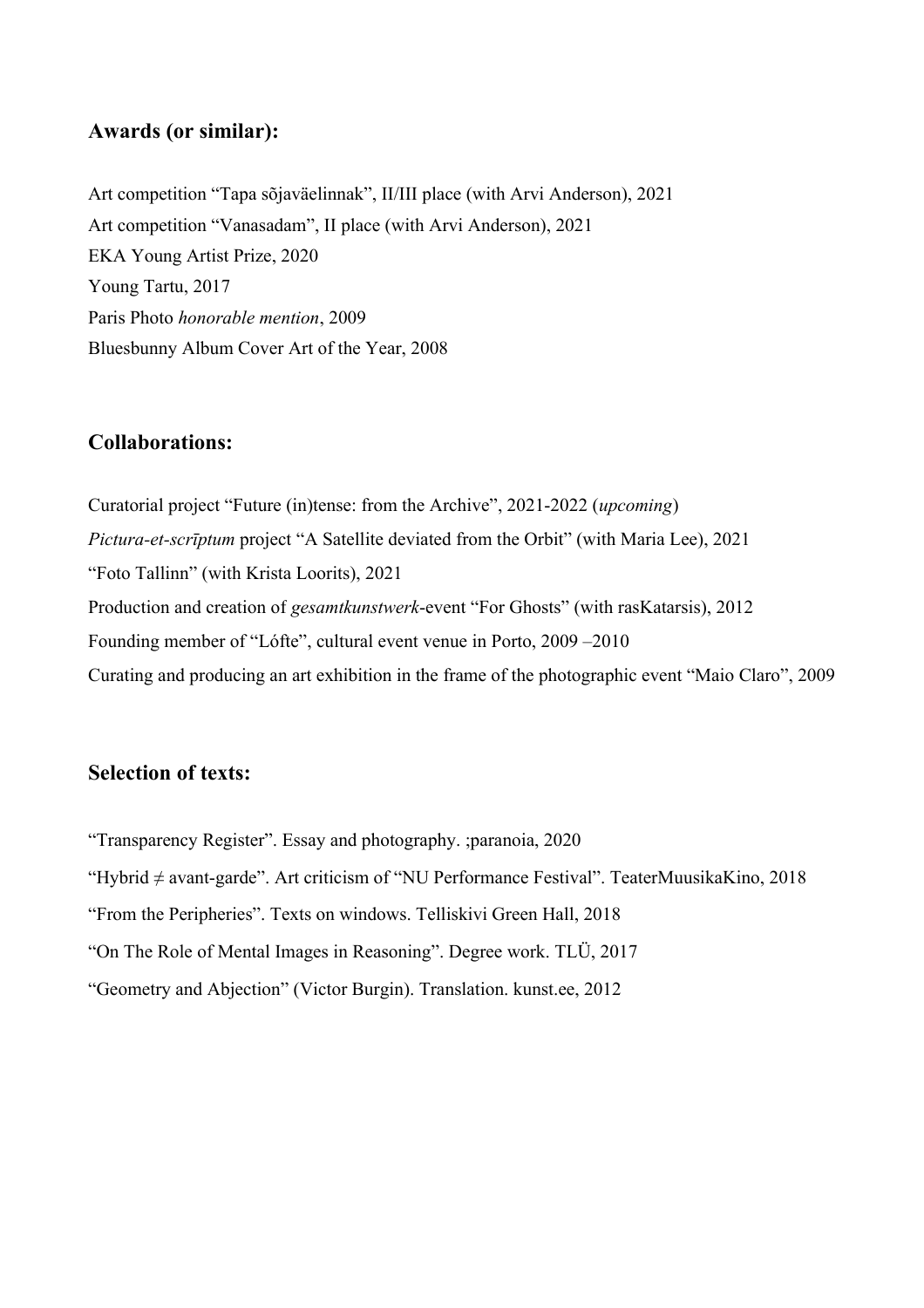## Awards (or similar):

Art competition "Tapa sõjaväelinnak", II/III place (with Arvi Anderson), 2021
Art competition "Vanasadam", II place (with Arvi Anderson), 2021
EKA Young Artist Prize, 2020
Young Tartu, 2017
Paris Photo *honorable mention*, 2009
Bluesbunny Album Cover Art of the Year, 2008

## Collaborations:

Curatorial project "Future (in)tense: from the Archive", 2021-2022 (*upcoming*)
*Pictura-et-scrīptum* project "A Satellite deviated from the Orbit" (with Maria Lee), 2021
"Foto Tallinn" (with Krista Loorits), 2021
Production and creation of *gesamtkunstwerk*-event "For Ghosts" (with rasKatarsis), 2012
Founding member of "Lófte", cultural event venue in Porto, 2009 –2010
Curating and producing an art exhibition in the frame of the photographic event "Maio Claro", 2009

## Selection of texts:

"Transparency Register". Essay and photography. ;paranoia, 2020
"Hybrid ≠ avant-garde". Art criticism of "NU Performance Festival". TeaterMuusikaKino, 2018
"From the Peripheries". Texts on windows. Telliskivi Green Hall, 2018
"On The Role of Mental Images in Reasoning". Degree work. TLÜ, 2017
"Geometry and Abjection" (Victor Burgin). Translation. kunst.ee, 2012